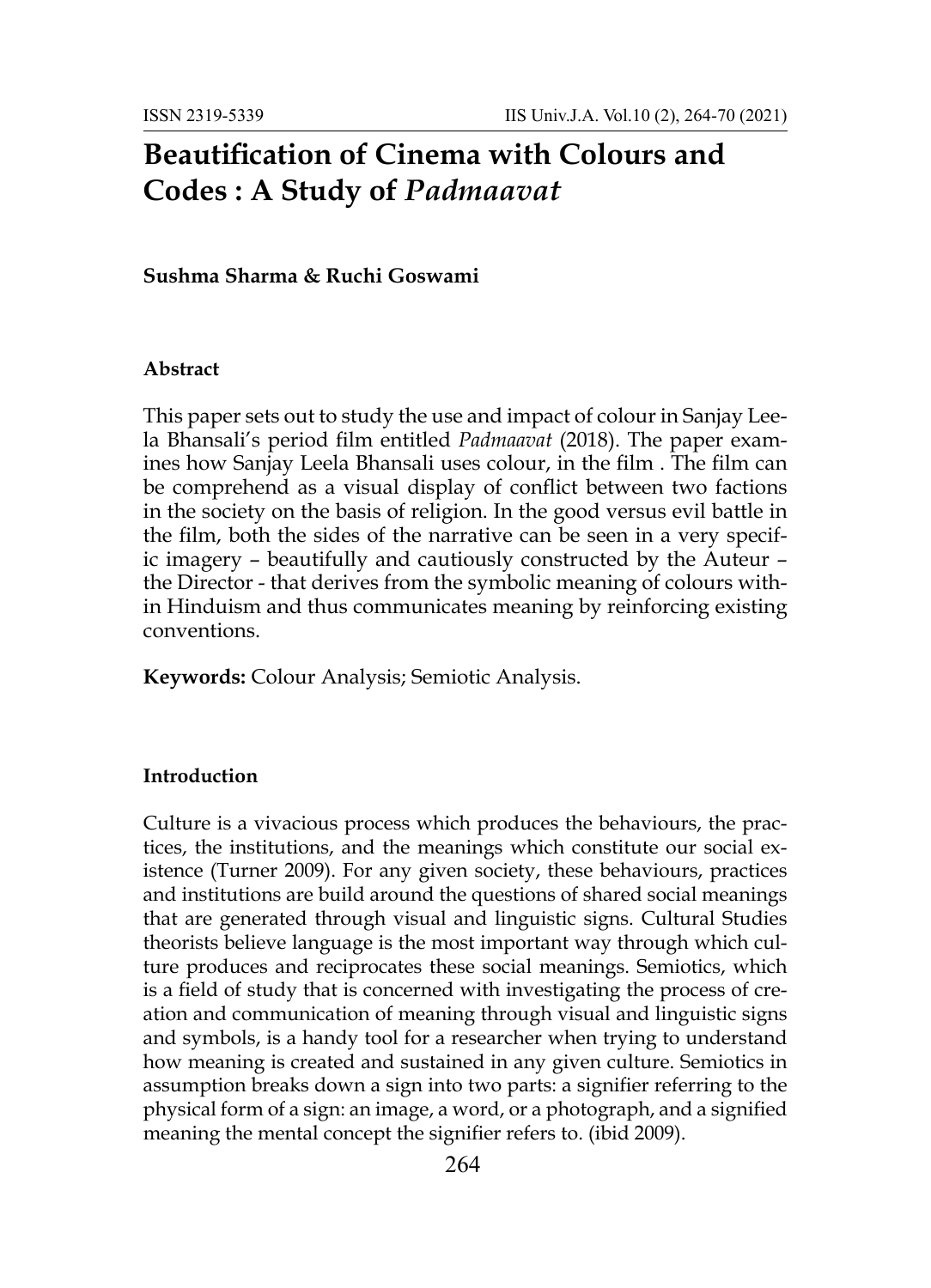# Beautification of Cinema with Colours and Codes : A Study of *Padmaavat*

**Sushma Sharma & Ruchi Goswami**

### Abstract

This paper sets out to study the use and impact of colour in Sanjay Leela Bhansali's period film entitled *Padmaavat* (2018). The paper examines how Sanjay Leela Bhansali uses colour, in the film . The film can be comprehend as a visual display of conflict between two factions in the society on the basis of religion. In the good versus evil battle in the film, both the sides of the narrative can be seen in a very specific imagery – beautifully and cautiously constructed by the Auteur – the Director - that derives from the symbolic meaning of colours within Hinduism and thus communicates meaning by reinforcing existing conventions.

**Keywords:** Colour Analysis; Semiotic Analysis.

### Introduction

Culture is a vivacious process which produces the behaviours, the practices, the institutions, and the meanings which constitute our social existence (Turner 2009). For any given society, these behaviours, practices and institutions are build around the questions of shared social meanings that are generated through visual and linguistic signs. Cultural Studies theorists believe language is the most important way through which culture produces and reciprocates these social meanings. Semiotics, which is a field of study that is concerned with investigating the process of creation and communication of meaning through visual and linguistic signs and symbols, is a handy tool for a researcher when trying to understand how meaning is created and sustained in any given culture. Semiotics in assumption breaks down a sign into two parts: a signifier referring to the physical form of a sign: an image, a word, or a photograph, and a signified meaning the mental concept the signifier refers to. (ibid 2009).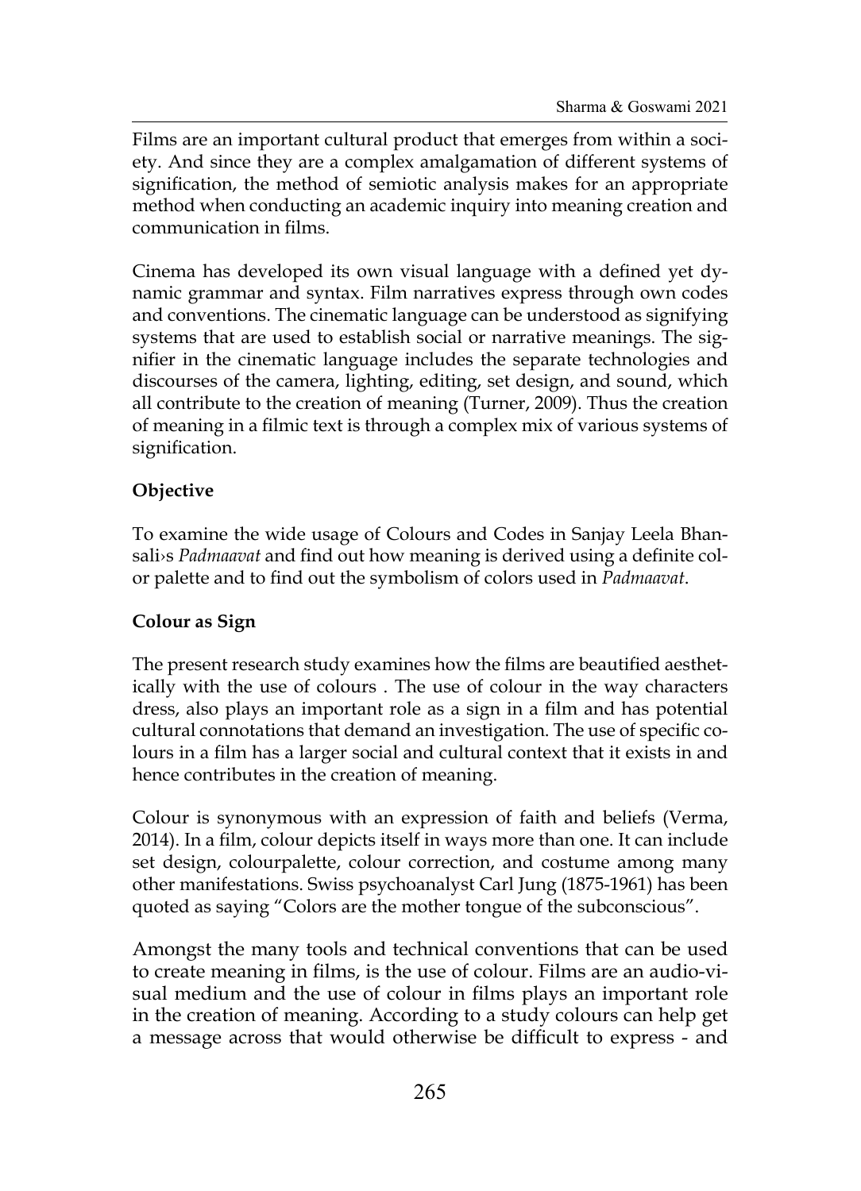Films are an important cultural product that emerges from within a society. And since they are a complex amalgamation of different systems of signification, the method of semiotic analysis makes for an appropriate method when conducting an academic inquiry into meaning creation and communication in films.

Cinema has developed its own visual language with a defined yet dynamic grammar and syntax. Film narratives express through own codes and conventions. The cinematic language can be understood as signifying systems that are used to establish social or narrative meanings. The signifier in the cinematic language includes the separate technologies and discourses of the camera, lighting, editing, set design, and sound, which all contribute to the creation of meaning (Turner, 2009). Thus the creation of meaning in a filmic text is through a complex mix of various systems of signification.

**Objective**

To examine the wide usage of Colours and Codes in Sanjay Leela Bhansali›s *Padmaavat* and find out how meaning is derived using a definite color palette and to find out the symbolism of colors used in *Padmaavat*.

**Colour as Sign**

The present research study examines how the films are beautified aesthetically with the use of colours . The use of colour in the way characters dress, also plays an important role as a sign in a film and has potential cultural connotations that demand an investigation. The use of specific colours in a film has a larger social and cultural context that it exists in and hence contributes in the creation of meaning.

Colour is synonymous with an expression of faith and beliefs (Verma, 2014). In a film, colour depicts itself in ways more than one. It can include set design, colourpalette, colour correction, and costume among many other manifestations. Swiss psychoanalyst Carl Jung (1875-1961) has been quoted as saying "Colors are the mother tongue of the subconscious".

Amongst the many tools and technical conventions that can be used to create meaning in films, is the use of colour. Films are an audio-visual medium and the use of colour in films plays an important role in the creation of meaning. According to a study colours can help get a message across that would otherwise be difficult to express - and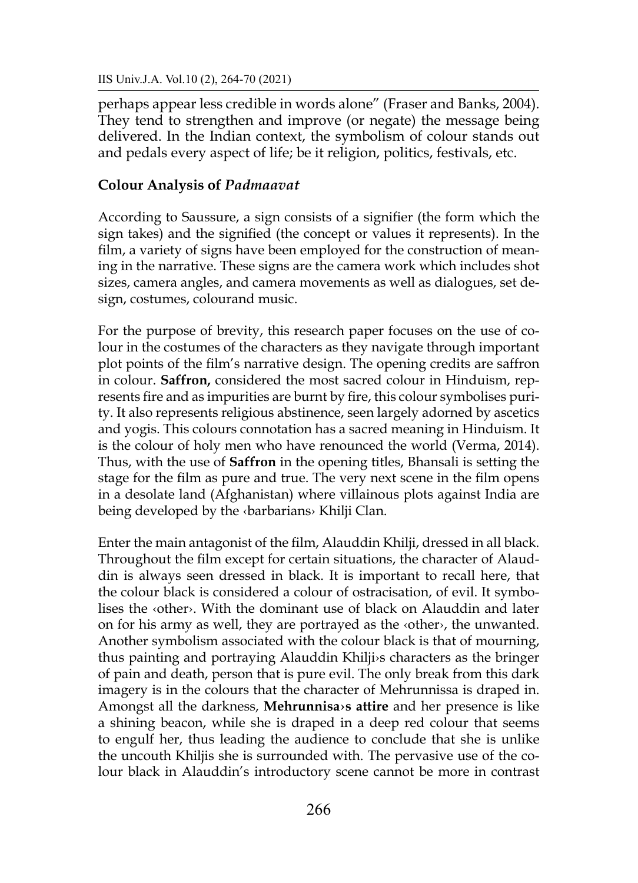perhaps appear less credible in words alone" (Fraser and Banks, 2004). They tend to strengthen and improve (or negate) the message being delivered. In the Indian context, the symbolism of colour stands out and pedals every aspect of life; be it religion, politics, festivals, etc.

## Colour Analysis of *Padmaavat*

According to Saussure, a sign consists of a signifier (the form which the sign takes) and the signified (the concept or values it represents). In the film, a variety of signs have been employed for the construction of meaning in the narrative. These signs are the camera work which includes shot sizes, camera angles, and camera movements as well as dialogues, set design, costumes, colourand music.

For the purpose of brevity, this research paper focuses on the use of colour in the costumes of the characters as they navigate through important plot points of the film's narrative design. The opening credits are saffron in colour. **Saffron,** considered the most sacred colour in Hinduism, represents fire and as impurities are burnt by fire, this colour symbolises purity. It also represents religious abstinence, seen largely adorned by ascetics and yogis. This colours connotation has a sacred meaning in Hinduism. It is the colour of holy men who have renounced the world (Verma, 2014). Thus, with the use of **Saffron** in the opening titles, Bhansali is setting the stage for the film as pure and true. The very next scene in the film opens in a desolate land (Afghanistan) where villainous plots against India are being developed by the ‹barbarians› Khilji Clan.

Enter the main antagonist of the film, Alauddin Khilji, dressed in all black. Throughout the film except for certain situations, the character of Alauddin is always seen dressed in black. It is important to recall here, that the colour black is considered a colour of ostracisation, of evil. It symbolises the ‹other›. With the dominant use of black on Alauddin and later on for his army as well, they are portrayed as the ‹other›, the unwanted. Another symbolism associated with the colour black is that of mourning, thus painting and portraying Alauddin Khilji›s characters as the bringer of pain and death, person that is pure evil. The only break from this dark imagery is in the colours that the character of Mehrunnissa is draped in. Amongst all the darkness, **Mehrunnisa›s attire** and her presence is like a shining beacon, while she is draped in a deep red colour that seems to engulf her, thus leading the audience to conclude that she is unlike the uncouth Khiljis she is surrounded with. The pervasive use of the colour black in Alauddin's introductory scene cannot be more in contrast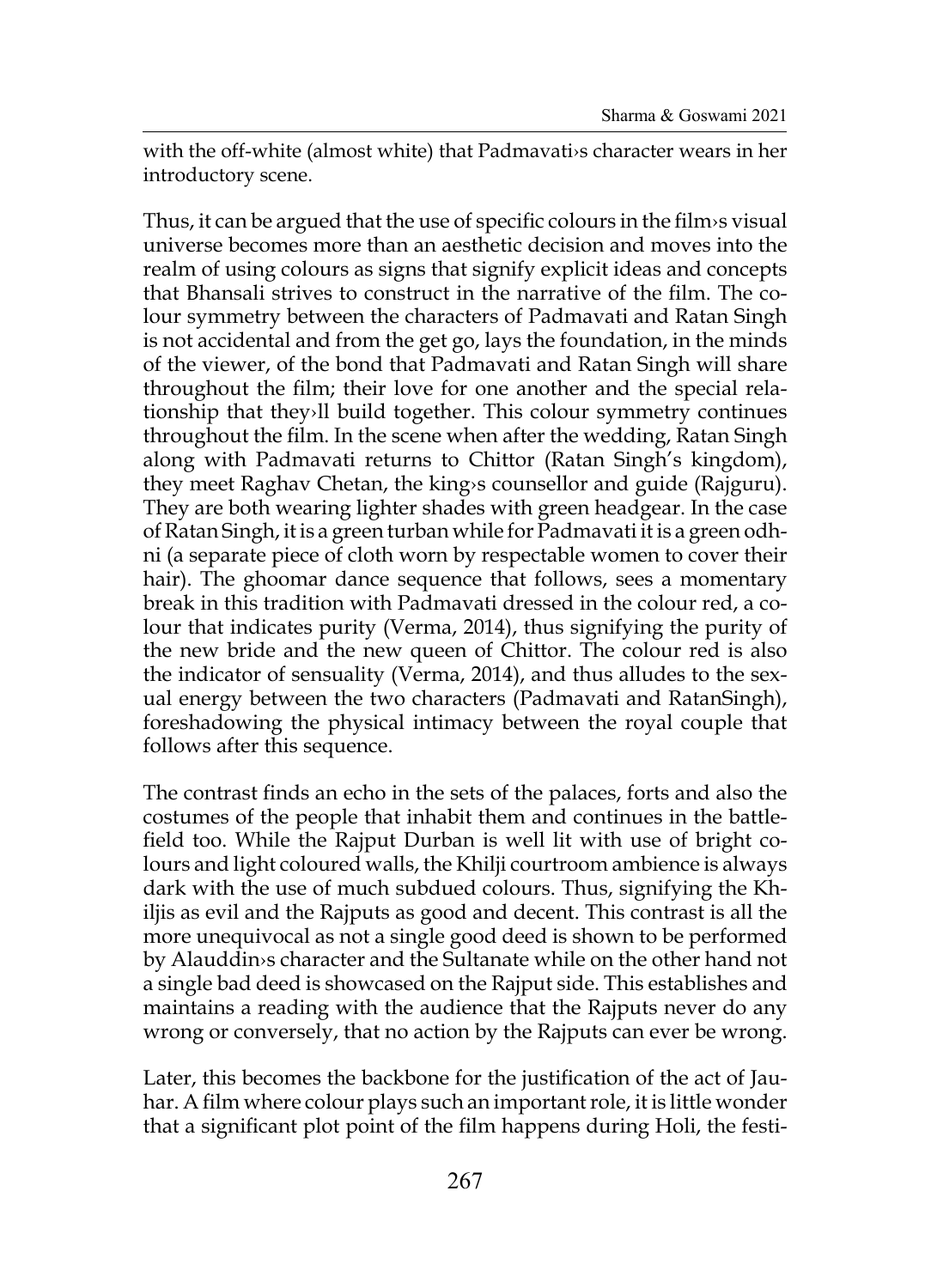with the off-white (almost white) that Padmavati›s character wears in her introductory scene.

Thus, it can be argued that the use of specific colours in the film›s visual universe becomes more than an aesthetic decision and moves into the realm of using colours as signs that signify explicit ideas and concepts that Bhansali strives to construct in the narrative of the film. The colour symmetry between the characters of Padmavati and Ratan Singh is not accidental and from the get go, lays the foundation, in the minds of the viewer, of the bond that Padmavati and Ratan Singh will share throughout the film; their love for one another and the special relationship that they›ll build together. This colour symmetry continues throughout the film. In the scene when after the wedding, Ratan Singh along with Padmavati returns to Chittor (Ratan Singh's kingdom), they meet Raghav Chetan, the king›s counsellor and guide (Rajguru). They are both wearing lighter shades with green headgear. In the case of Ratan Singh, it is a green turban while for Padmavati it is a green odhni (a separate piece of cloth worn by respectable women to cover their hair). The ghoomar dance sequence that follows, sees a momentary break in this tradition with Padmavati dressed in the colour red, a colour that indicates purity (Verma, 2014), thus signifying the purity of the new bride and the new queen of Chittor. The colour red is also the indicator of sensuality (Verma, 2014), and thus alludes to the sexual energy between the two characters (Padmavati and RatanSingh), foreshadowing the physical intimacy between the royal couple that follows after this sequence.

The contrast finds an echo in the sets of the palaces, forts and also the costumes of the people that inhabit them and continues in the battlefield too. While the Rajput Durban is well lit with use of bright colours and light coloured walls, the Khilji courtroom ambience is always dark with the use of much subdued colours. Thus, signifying the Khiljis as evil and the Rajputs as good and decent. This contrast is all the more unequivocal as not a single good deed is shown to be performed by Alauddin›s character and the Sultanate while on the other hand not a single bad deed is showcased on the Rajput side. This establishes and maintains a reading with the audience that the Rajputs never do any wrong or conversely, that no action by the Rajputs can ever be wrong.

Later, this becomes the backbone for the justification of the act of Jauhar. A film where colour plays such an important role, it is little wonder that a significant plot point of the film happens during Holi, the festi-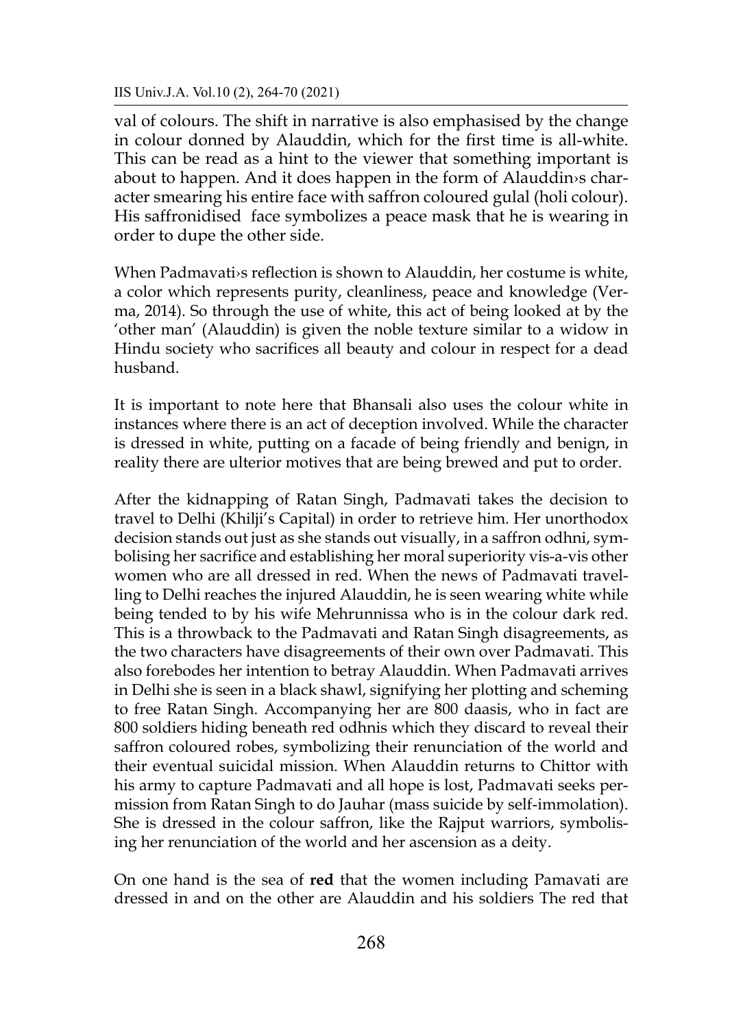val of colours. The shift in narrative is also emphasised by the change in colour donned by Alauddin, which for the first time is all-white. This can be read as a hint to the viewer that something important is about to happen. And it does happen in the form of Alauddin›s character smearing his entire face with saffron coloured gulal (holi colour). His saffronidised face symbolizes a peace mask that he is wearing in order to dupe the other side.

When Padmavati›s reflection is shown to Alauddin, her costume is white, a color which represents purity, cleanliness, peace and knowledge (Verma, 2014). So through the use of white, this act of being looked at by the 'other man' (Alauddin) is given the noble texture similar to a widow in Hindu society who sacrifices all beauty and colour in respect for a dead husband.

It is important to note here that Bhansali also uses the colour white in instances where there is an act of deception involved. While the character is dressed in white, putting on a facade of being friendly and benign, in reality there are ulterior motives that are being brewed and put to order.

After the kidnapping of Ratan Singh, Padmavati takes the decision to travel to Delhi (Khilji's Capital) in order to retrieve him. Her unorthodox decision stands out just as she stands out visually, in a saffron odhni, symbolising her sacrifice and establishing her moral superiority vis-a-vis other women who are all dressed in red. When the news of Padmavati travelling to Delhi reaches the injured Alauddin, he is seen wearing white while being tended to by his wife Mehrunnissa who is in the colour dark red. This is a throwback to the Padmavati and Ratan Singh disagreements, as the two characters have disagreements of their own over Padmavati. This also forebodes her intention to betray Alauddin. When Padmavati arrives in Delhi she is seen in a black shawl, signifying her plotting and scheming to free Ratan Singh. Accompanying her are 800 daasis, who in fact are 800 soldiers hiding beneath red odhnis which they discard to reveal their saffron coloured robes, symbolizing their renunciation of the world and their eventual suicidal mission. When Alauddin returns to Chittor with his army to capture Padmavati and all hope is lost, Padmavati seeks permission from Ratan Singh to do Jauhar (mass suicide by self-immolation). She is dressed in the colour saffron, like the Rajput warriors, symbolising her renunciation of the world and her ascension as a deity.

On one hand is the sea of **red** that the women including Pamavati are dressed in and on the other are Alauddin and his soldiers The red that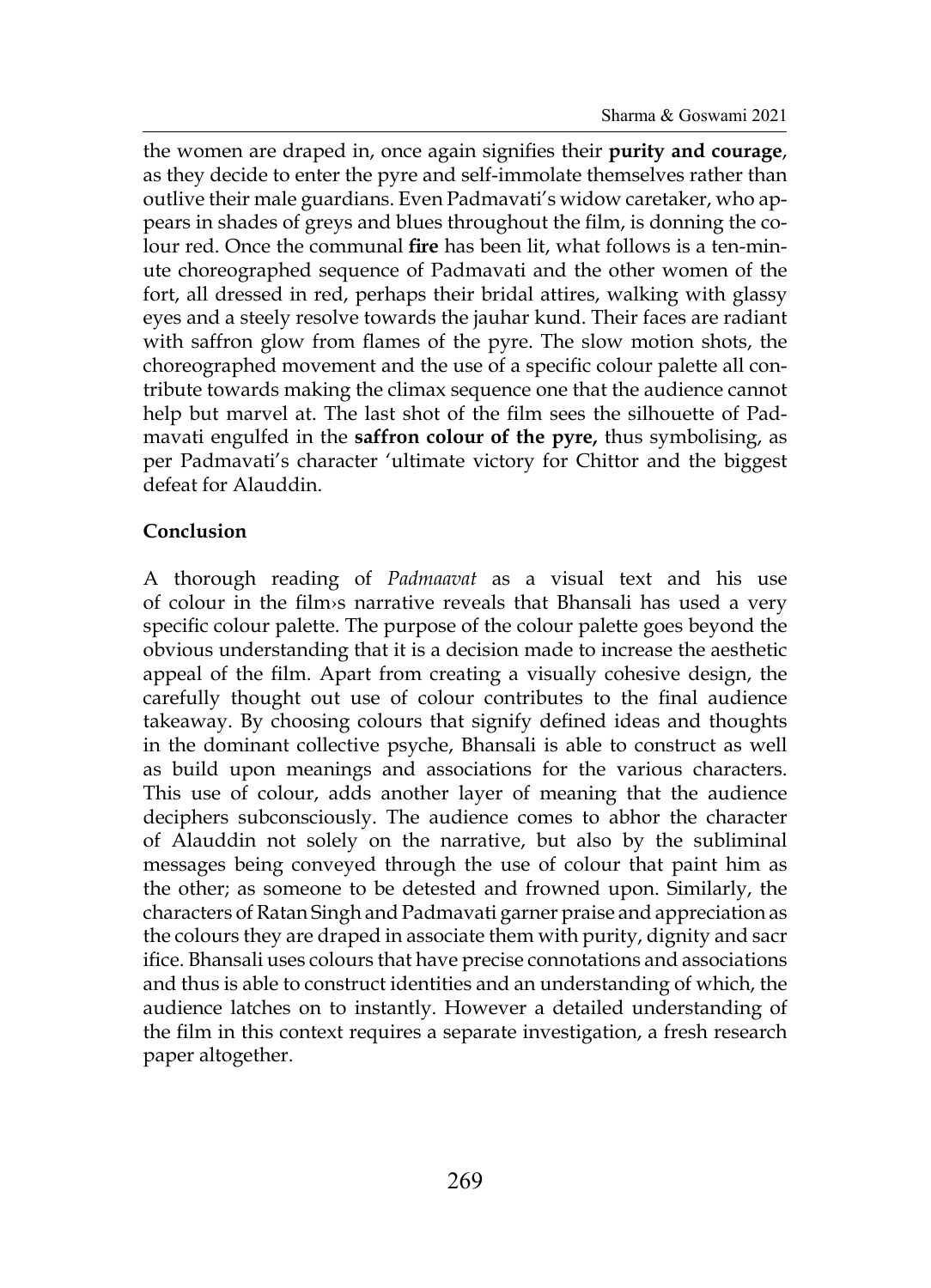the women are draped in, once again signifies their **purity and courage**, as they decide to enter the pyre and self-immolate themselves rather than outlive their male guardians. Even Padmavati's widow caretaker, who appears in shades of greys and blues throughout the film, is donning the colour red. Once the communal **fire** has been lit, what follows is a ten-minute choreographed sequence of Padmavati and the other women of the fort, all dressed in red, perhaps their bridal attires, walking with glassy eyes and a steely resolve towards the jauhar kund. Their faces are radiant with saffron glow from flames of the pyre. The slow motion shots, the choreographed movement and the use of a specific colour palette all contribute towards making the climax sequence one that the audience cannot help but marvel at. The last shot of the film sees the silhouette of Padmavati engulfed in the **saffron colour of the pyre,** thus symbolising, as per Padmavati's character 'ultimate victory for Chittor and the biggest defeat for Alauddin.

**Conclusion**

A thorough reading of *Padmaavat* as a visual text and his use of colour in the film›s narrative reveals that Bhansali has used a very specific colour palette. The purpose of the colour palette goes beyond the obvious understanding that it is a decision made to increase the aesthetic appeal of the film. Apart from creating a visually cohesive design, the carefully thought out use of colour contributes to the final audience takeaway. By choosing colours that signify defined ideas and thoughts in the dominant collective psyche, Bhansali is able to construct as well as build upon meanings and associations for the various characters. This use of colour, adds another layer of meaning that the audience deciphers subconsciously. The audience comes to abhor the character of Alauddin not solely on the narrative, but also by the subliminal messages being conveyed through the use of colour that paint him as the other; as someone to be detested and frowned upon. Similarly, the characters of Ratan Singh and Padmavati garner praise and appreciation as the colours they are draped in associate them with purity, dignity and sacr ifice. Bhansali uses colours that have precise connotations and associations and thus is able to construct identities and an understanding of which, the audience latches on to instantly. However a detailed understanding of the film in this context requires a separate investigation, a fresh research paper altogether.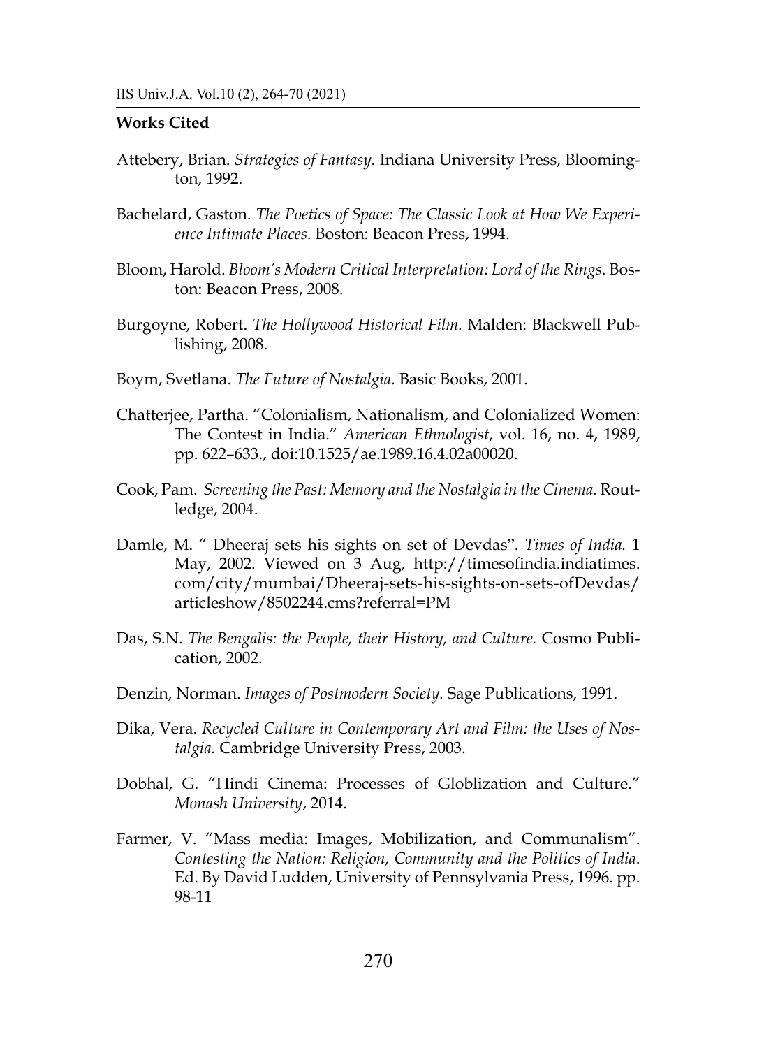**Works Cited**

Attebery, Brian. *Strategies of Fantasy.* Indiana University Press, Bloomington, 1992.

Bachelard, Gaston. *The Poetics of Space: The Classic Look at How We Experience Intimate Places*. Boston: Beacon Press, 1994.

Bloom, Harold. *Bloom's Modern Critical Interpretation: Lord of the Rings*. Boston: Beacon Press, 2008.

Burgoyne, Robert. *The Hollywood Historical Film.* Malden: Blackwell Publishing, 2008.

Boym, Svetlana. *The Future of Nostalgia.* Basic Books, 2001.

Chatterjee, Partha. "Colonialism, Nationalism, and Colonialized Women: The Contest in India." *American Ethnologist*, vol. 16, no. 4, 1989, pp. 622–633., doi:10.1525/ae.1989.16.4.02a00020.

Cook, Pam. *Screening the Past: Memory and the Nostalgia in the Cinema.* Routledge, 2004.

Damle, M. " Dheeraj sets his sights on set of Devdas". *Times of India.* 1 May, 2002. Viewed on 3 Aug, http://timesofindia.indiatimes.com/city/mumbai/Dheeraj-sets-his-sights-on-sets-ofDevdas/articleshow/8502244.cms?referral=PM

Das, S.N. *The Bengalis: the People, their History, and Culture.* Cosmo Publication, 2002.

Denzin, Norman. *Images of Postmodern Society.* Sage Publications, 1991.

Dika, Vera. *Recycled Culture in Contemporary Art and Film: the Uses of Nostalgia.* Cambridge University Press, 2003.

Dobhal, G. "Hindi Cinema: Processes of Globlization and Culture." *Monash University*, 2014.

Farmer, V. "Mass media: Images, Mobilization, and Communalism". *Contesting the Nation: Religion, Community and the Politics of India*. Ed. By David Ludden, University of Pennsylvania Press, 1996. pp. 98-11